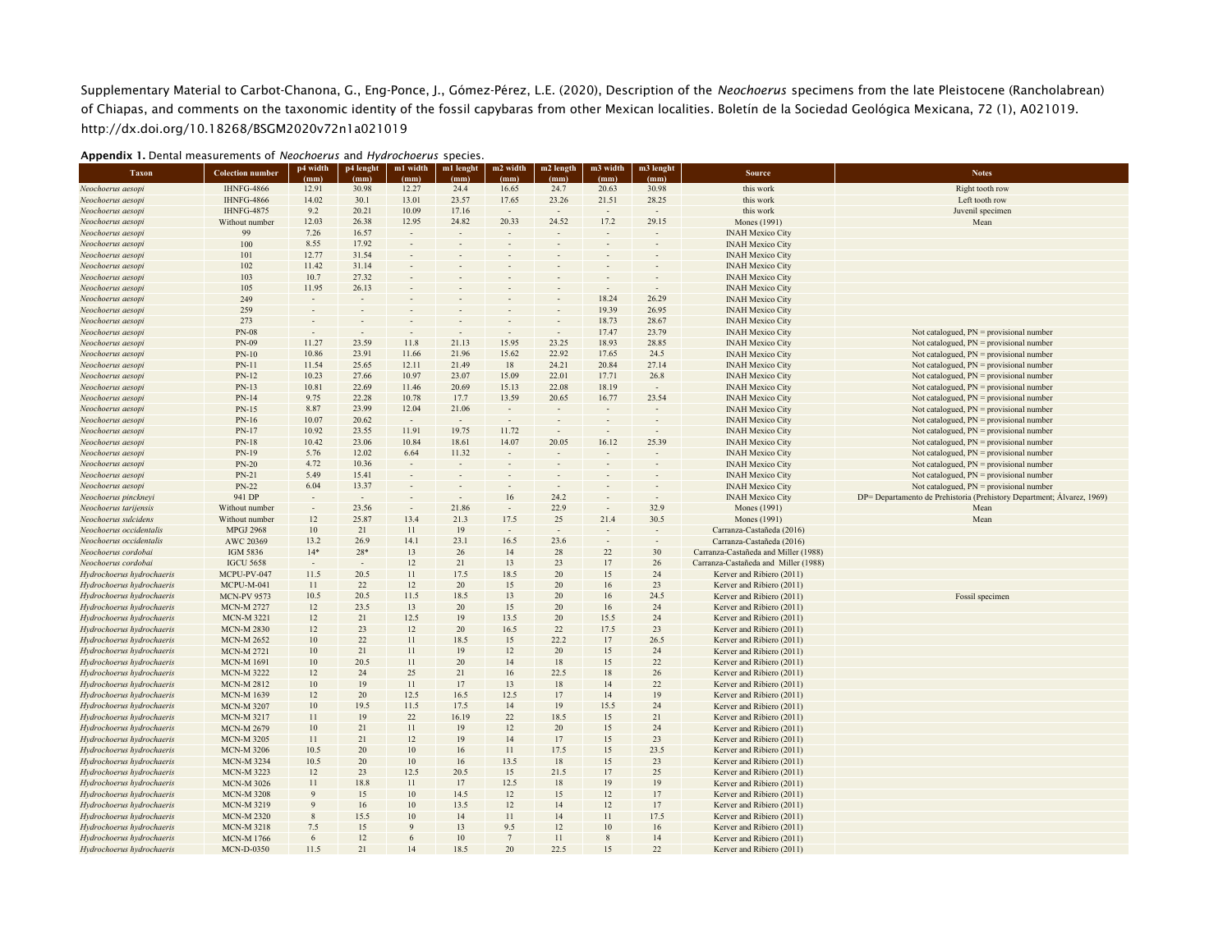Supplementary Material to Carbot-Chanona, G., Eng-Ponce, J., Gómez-Pérez, L.E. (2020), Description of the *Neochoerus* specimens from the late Pleistocene (Rancholabrean) of Chiapas, and comments on the taxonomic identity of the fossil capybaras from other Mexican localities. Boletín de la Sociedad Geológica Mexicana, 72 (1), A021019. http://dx.doi.org/10.18268/BSGM2020v72n1a021019

**Appendix 1.** Dental measurements of *Neochoerus* and *Hydrochoerus* species.

| Taxon | Colection number | p4 width (mm) | p4 lenght (mm) | m1 width (mm) | m1 lenght (mm) | m2 width (mm) | m2 length (mm) | m3 width (mm) | m3 lenght (mm) | Source | Notes |
|---|---|---|---|---|---|---|---|---|---|---|---|
| *Neochoerus aesopi* | IHNFG-4866 | 12.91 | 30.98 | 12.27 | 24.4 | 16.65 | 24.7 | 20.63 | 30.98 | this work | Right tooth row |
| *Neochoerus aesopi* | IHNFG-4866 | 14.02 | 30.1 | 13.01 | 23.57 | 17.65 | 23.26 | 21.51 | 28.25 | this work | Left tooth row |
| *Neochoerus aesopi* | IHNFG-4875 | 9.2 | 20.21 | 10.09 | 17.16 | - | - | - | - | this work | Juvenil specimen |
| *Neochoerus aesopi* | Without number | 12.03 | 26.38 | 12.95 | 24.82 | 20.33 | 24.52 | 17.2 | 29.15 | Mones (1991) | Mean |
| *Neochoerus aesopi* | 99 | 7.26 | 16.57 | - | - | - | - | - | - | INAH Mexico City | |
| *Neochoerus aesopi* | 100 | 8.55 | 17.92 | - | - | - | - | - | - | INAH Mexico City | |
| *Neochoerus aesopi* | 101 | 12.77 | 31.54 | - | - | - | - | - | - | INAH Mexico City | |
| *Neochoerus aesopi* | 102 | 11.42 | 31.14 | - | - | - | - | - | - | INAH Mexico City | |
| *Neochoerus aesopi* | 103 | 10.7 | 27.32 | - | - | - | - | - | - | INAH Mexico City | |
| *Neochoerus aesopi* | 105 | 11.95 | 26.13 | - | - | - | - | - | - | INAH Mexico City | |
| *Neochoerus aesopi* | 249 | - | - | - | - | - | - | 18.24 | 26.29 | INAH Mexico City | |
| *Neochoerus aesopi* | 259 | - | - | - | - | - | - | 19.39 | 26.95 | INAH Mexico City | |
| *Neochoerus aesopi* | 273 | - | - | - | - | - | - | 18.73 | 28.67 | INAH Mexico City | |
| *Neochoerus aesopi* | PN-08 | - | - | - | - | - | - | 17.47 | 23.79 | INAH Mexico City | Not catalogued, PN = provisional number |
| *Neochoerus aesopi* | PN-09 | 11.27 | 23.59 | 11.8 | 21.13 | 15.95 | 23.25 | 18.93 | 28.85 | INAH Mexico City | Not catalogued, PN = provisional number |
| *Neochoerus aesopi* | PN-10 | 10.86 | 23.91 | 11.66 | 21.96 | 15.62 | 22.92 | 17.65 | 24.5 | INAH Mexico City | Not catalogued, PN = provisional number |
| *Neochoerus aesopi* | PN-11 | 11.54 | 25.65 | 12.11 | 21.49 | 18 | 24.21 | 20.84 | 27.14 | INAH Mexico City | Not catalogued, PN = provisional number |
| *Neochoerus aesopi* | PN-12 | 10.23 | 27.66 | 10.97 | 23.07 | 15.09 | 22.01 | 17.71 | 26.8 | INAH Mexico City | Not catalogued, PN = provisional number |
| *Neochoerus aesopi* | PN-13 | 10.81 | 22.69 | 11.46 | 20.69 | 15.13 | 22.08 | 18.19 | - | INAH Mexico City | Not catalogued, PN = provisional number |
| *Neochoerus aesopi* | PN-14 | 9.75 | 22.28 | 10.78 | 17.7 | 13.59 | 20.65 | 16.77 | 23.54 | INAH Mexico City | Not catalogued, PN = provisional number |
| *Neochoerus aesopi* | PN-15 | 8.87 | 23.99 | 12.04 | 21.06 | - | - | - | - | INAH Mexico City | Not catalogued, PN = provisional number |
| *Neochoerus aesopi* | PN-16 | 10.07 | 20.62 | - | - | - | - | - | - | INAH Mexico City | Not catalogued, PN = provisional number |
| *Neochoerus aesopi* | PN-17 | 10.92 | 23.55 | 11.91 | 19.75 | 11.72 | - | - | - | INAH Mexico City | Not catalogued, PN = provisional number |
| *Neochoerus aesopi* | PN-18 | 10.42 | 23.06 | 10.84 | 18.61 | 14.07 | 20.05 | 16.12 | 25.39 | INAH Mexico City | Not catalogued, PN = provisional number |
| *Neochoerus aesopi* | PN-19 | 5.76 | 12.02 | 6.64 | 11.32 | - | - | - | - | INAH Mexico City | Not catalogued, PN = provisional number |
| *Neochoerus aesopi* | PN-20 | 4.72 | 10.36 | - | - | - | - | - | - | INAH Mexico City | Not catalogued, PN = provisional number |
| *Neochoerus aesopi* | PN-21 | 5.49 | 15.41 | - | - | - | - | - | - | INAH Mexico City | Not catalogued, PN = provisional number |
| *Neochoerus aesopi* | PN-22 | 6.04 | 13.37 | - | - | - | - | - | - | INAH Mexico City | Not catalogued, PN = provisional number |
| *Neochoerus pinckneyi* | 941 DP | - | - | - | - | 16 | 24.2 | - | - | INAH Mexico City | DP= Departamento de Prehistoria (Prehistory Department; Álvarez, 1969) |
| *Neochoerus tarijensis* | Without number | - | 23.56 | - | 21.86 | - | 22.9 | - | 32.9 | Mones (1991) | Mean |
| *Neochoerus sulcidens* | Without number | 12 | 25.87 | 13.4 | 21.3 | 17.5 | 25 | 21.4 | 30.5 | Mones (1991) | Mean |
| *Neochoerus occidentalis* | MPGJ 2968 | 10 | 21 | 11 | 19 | - | - | - | - | Carranza-Castañeda (2016) | |
| *Neochoerus occidentalis* | AWC 20369 | 13.2 | 26.9 | 14.1 | 23.1 | 16.5 | 23.6 | - | - | Carranza-Castañeda (2016) | |
| *Neochoerus cordobai* | IGM 5836 | 14* | 28* | 13 | 26 | 14 | 28 | 22 | 30 | Carranza-Castañeda and Miller (1988) | |
| *Neochoerus cordobai* | IGCU 5658 | - | - | 12 | 21 | 13 | 23 | 17 | 26 | Carranza-Castañeda and Miller (1988) | |
| *Hydrochoerus hydrochaeris* | MCPU-PV-047 | 11.5 | 20.5 | 11 | 17.5 | 18.5 | 20 | 15 | 24 | Kerver and Ribiero (2011) | |
| *Hydrochoerus hydrochaeris* | MCPU-M-041 | 11 | 22 | 12 | 20 | 15 | 20 | 16 | 23 | Kerver and Ribiero (2011) | |
| *Hydrochoerus hydrochaeris* | MCN-PV 9573 | 10.5 | 20.5 | 11.5 | 18.5 | 13 | 20 | 16 | 24.5 | Kerver and Ribiero (2011) | Fossil specimen |
| *Hydrochoerus hydrochaeris* | MCN-M 2727 | 12 | 23.5 | 13 | 20 | 15 | 20 | 16 | 24 | Kerver and Ribiero (2011) | |
| *Hydrochoerus hydrochaeris* | MCN-M 3221 | 12 | 21 | 12.5 | 19 | 13.5 | 20 | 15.5 | 24 | Kerver and Ribiero (2011) | |
| *Hydrochoerus hydrochaeris* | MCN-M 2830 | 12 | 23 | 12 | 20 | 16.5 | 22 | 17.5 | 23 | Kerver and Ribiero (2011) | |
| *Hydrochoerus hydrochaeris* | MCN-M 2652 | 10 | 22 | 11 | 18.5 | 15 | 22.2 | 17 | 26.5 | Kerver and Ribiero (2011) | |
| *Hydrochoerus hydrochaeris* | MCN-M 2721 | 10 | 21 | 11 | 19 | 12 | 20 | 15 | 24 | Kerver and Ribiero (2011) | |
| *Hydrochoerus hydrochaeris* | MCN-M 1691 | 10 | 20.5 | 11 | 20 | 14 | 18 | 15 | 22 | Kerver and Ribiero (2011) | |
| *Hydrochoerus hydrochaeris* | MCN-M 3222 | 12 | 24 | 25 | 21 | 16 | 22.5 | 18 | 26 | Kerver and Ribiero (2011) | |
| *Hydrochoerus hydrochaeris* | MCN-M 2812 | 10 | 19 | 11 | 17 | 13 | 18 | 14 | 22 | Kerver and Ribiero (2011) | |
| *Hydrochoerus hydrochaeris* | MCN-M 1639 | 12 | 20 | 12.5 | 16.5 | 12.5 | 17 | 14 | 19 | Kerver and Ribiero (2011) | |
| *Hydrochoerus hydrochaeris* | MCN-M 3207 | 10 | 19.5 | 11.5 | 17.5 | 14 | 19 | 15.5 | 24 | Kerver and Ribiero (2011) | |
| *Hydrochoerus hydrochaeris* | MCN-M 3217 | 11 | 19 | 22 | 16.19 | 22 | 18.5 | 15 | 21 | Kerver and Ribiero (2011) | |
| *Hydrochoerus hydrochaeris* | MCN-M 2679 | 10 | 21 | 11 | 19 | 12 | 20 | 15 | 24 | Kerver and Ribiero (2011) | |
| *Hydrochoerus hydrochaeris* | MCN-M 3205 | 11 | 21 | 12 | 19 | 14 | 17 | 15 | 23 | Kerver and Ribiero (2011) | |
| *Hydrochoerus hydrochaeris* | MCN-M 3206 | 10.5 | 20 | 10 | 16 | 11 | 17.5 | 15 | 23.5 | Kerver and Ribiero (2011) | |
| *Hydrochoerus hydrochaeris* | MCN-M 3234 | 10.5 | 20 | 10 | 16 | 13.5 | 18 | 15 | 23 | Kerver and Ribiero (2011) | |
| *Hydrochoerus hydrochaeris* | MCN-M 3223 | 12 | 23 | 12.5 | 20.5 | 15 | 21.5 | 17 | 25 | Kerver and Ribiero (2011) | |
| *Hydrochoerus hydrochaeris* | MCN-M 3026 | 11 | 18.8 | 11 | 17 | 12.5 | 18 | 19 | 19 | Kerver and Ribiero (2011) | |
| *Hydrochoerus hydrochaeris* | MCN-M 3208 | 9 | 15 | 10 | 14.5 | 12 | 15 | 12 | 17 | Kerver and Ribiero (2011) | |
| *Hydrochoerus hydrochaeris* | MCN-M 3219 | 9 | 16 | 10 | 13.5 | 12 | 14 | 12 | 17 | Kerver and Ribiero (2011) | |
| *Hydrochoerus hydrochaeris* | MCN-M 2320 | 8 | 15.5 | 10 | 14 | 11 | 14 | 11 | 17.5 | Kerver and Ribiero (2011) | |
| *Hydrochoerus hydrochaeris* | MCN-M 3218 | 7.5 | 15 | 9 | 13 | 9.5 | 12 | 10 | 16 | Kerver and Ribiero (2011) | |
| *Hydrochoerus hydrochaeris* | MCN-M 1766 | 6 | 12 | 6 | 10 | 7 | 11 | 8 | 14 | Kerver and Ribiero (2011) | |
| *Hydrochoerus hydrochaeris* | MCN-D-0350 | 11.5 | 21 | 14 | 18.5 | 20 | 22.5 | 15 | 22 | Kerver and Ribiero (2011) | |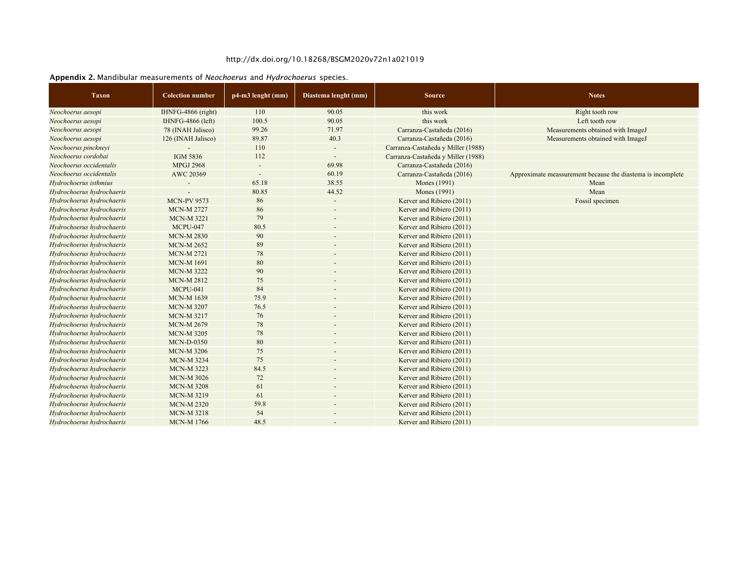http://dx.doi.org/10.18268/BSGM2020v72n1a021019

**Appendix 2.** Mandibular measurements of *Neochoerus* and *Hydrochoerus* species.

| Taxon | Colection number | p4-m3 lenght (mm) | Diastema lenght (mm) | Source | Notes |
|---|---|---|---|---|---|
| *Neochoerus aesopi* | IHNFG-4866 (right) | 110 | 90.05 | this work | Right tooth row |
| *Neochoerus aesopi* | IHNFG-4866 (left) | 100.5 | 90.05 | this work | Left tooth row |
| *Neochoerus aesopi* | 78 (INAH Jalisco) | 99.26 | 71.97 | Carranza-Castañeda (2016) | Measurements obtained with ImageJ |
| *Neochoerus aesopi* | 126 (INAH Jalisco) | 89.87 | 40.3 | Carranza-Castañeda (2016) | Measurements obtained with ImageJ |
| *Neochoerus pinckneyi* | - | 110 | - | Carranza-Castañeda y Miller (1988) | |
| *Neochoerus cordobai* | IGM 5836 | 112 | - | Carranza-Castañeda y Miller (1988) | |
| *Neochoerus occidentalis* | MPGJ 2968 | - | 69.98 | Carranza-Castañeda (2016) | |
| *Neochoerus occidentalis* | AWC 20369 | - | 60.19 | Carranza-Castañeda (2016) | Approximate meassurement because the diastema is incomplete |
| *Hydrochoerus isthmius* | - | 65.18 | 38.55 | Mones (1991) | Mean |
| *Hydrochoerus hydrochaeris* | - | 80.85 | 44.52 | Mones (1991) | Mean |
| *Hydrochoerus hydrochaeris* | MCN-PV 9573 | 86 | - | Kerver and Ribiero (2011) | Fossil specimen |
| *Hydrochoerus hydrochaeris* | MCN-M 2727 | 86 | - | Kerver and Ribiero (2011) | |
| *Hydrochoerus hydrochaeris* | MCN-M 3221 | 79 | - | Kerver and Ribiero (2011) | |
| *Hydrochoerus hydrochaeris* | MCPU-047 | 80.5 | - | Kerver and Ribiero (2011) | |
| *Hydrochoerus hydrochaeris* | MCN-M 2830 | 90 | - | Kerver and Ribiero (2011) | |
| *Hydrochoerus hydrochaeris* | MCN-M 2652 | 89 | - | Kerver and Ribiero (2011) | |
| *Hydrochoerus hydrochaeris* | MCN-M 2721 | 78 | - | Kerver and Ribiero (2011) | |
| *Hydrochoerus hydrochaeris* | MCN-M 1691 | 80 | - | Kerver and Ribiero (2011) | |
| *Hydrochoerus hydrochaeris* | MCN-M 3222 | 90 | - | Kerver and Ribiero (2011) | |
| *Hydrochoerus hydrochaeris* | MCN-M 2812 | 75 | - | Kerver and Ribiero (2011) | |
| *Hydrochoerus hydrochaeris* | MCPU-041 | 84 | - | Kerver and Ribiero (2011) | |
| *Hydrochoerus hydrochaeris* | MCN-M 1639 | 75.9 | - | Kerver and Ribiero (2011) | |
| *Hydrochoerus hydrochaeris* | MCN-M 3207 | 76.5 | - | Kerver and Ribiero (2011) | |
| *Hydrochoerus hydrochaeris* | MCN-M 3217 | 76 | - | Kerver and Ribiero (2011) | |
| *Hydrochoerus hydrochaeris* | MCN-M 2679 | 78 | - | Kerver and Ribiero (2011) | |
| *Hydrochoerus hydrochaeris* | MCN-M 3205 | 78 | - | Kerver and Ribiero (2011) | |
| *Hydrochoerus hydrochaeris* | MCN-D-0350 | 80 | - | Kerver and Ribiero (2011) | |
| *Hydrochoerus hydrochaeris* | MCN-M 3206 | 75 | - | Kerver and Ribiero (2011) | |
| *Hydrochoerus hydrochaeris* | MCN-M 3234 | 75 | - | Kerver and Ribiero (2011) | |
| *Hydrochoerus hydrochaeris* | MCN-M 3223 | 84.5 | - | Kerver and Ribiero (2011) | |
| *Hydrochoerus hydrochaeris* | MCN-M 3026 | 72 | - | Kerver and Ribiero (2011) | |
| *Hydrochoerus hydrochaeris* | MCN-M 3208 | 61 | - | Kerver and Ribiero (2011) | |
| *Hydrochoerus hydrochaeris* | MCN-M 3219 | 61 | - | Kerver and Ribiero (2011) | |
| *Hydrochoerus hydrochaeris* | MCN-M 2320 | 59.8 | - | Kerver and Ribiero (2011) | |
| *Hydrochoerus hydrochaeris* | MCN-M 3218 | 54 | - | Kerver and Ribiero (2011) | |
| *Hydrochoerus hydrochaeris* | MCN-M 1766 | 48.5 | - | Kerver and Ribiero (2011) | |